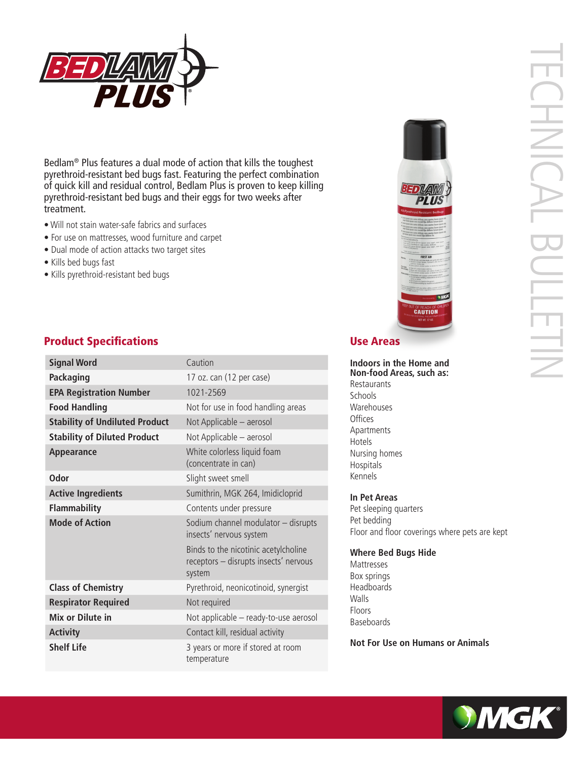# BEDLAM PLUS®

# TECHNICAL BULLETIN

Bedlam® Plus features a dual mode of action that kills the toughest pyrethroid-resistant bed bugs fast. Featuring the perfect combination of quick kill and residual control, Bedlam Plus is proven to keep killing pyrethroid-resistant bed bugs and their eggs for two weeks after treatment.

- Will not stain water-safe fabrics and surfaces
- For use on mattresses, wood furniture and carpet
- Dual mode of action attacks two target sites
- Kills bed bugs fast
- Kills pyrethroid-resistant bed bugs

## Product Specifications

| | |
|---|---|
| **Signal Word** | Caution |
| **Packaging** | 17 oz. can (12 per case) |
| **EPA Registration Number** | 1021-2569 |
| **Food Handling** | Not for use in food handling areas |
| **Stability of Undiluted Product** | Not Applicable – aerosol |
| **Stability of Diluted Product** | Not Applicable – aerosol |
| **Appearance** | White colorless liquid foam (concentrate in can) |
| **Odor** | Slight sweet smell |
| **Active Ingredients** | Sumithrin, MGK 264, Imidicloprid |
| **Flammability** | Contents under pressure |
| **Mode of Action** | Sodium channel modulator – disrupts insects' nervous system<br>Binds to the nicotinic acetylcholine receptors – disrupts insects' nervous system |
| **Class of Chemistry** | Pyrethroid, neonicotinoid, synergist |
| **Respirator Required** | Not required |
| **Mix or Dilute in** | Not applicable – ready-to-use aerosol |
| **Activity** | Contact kill, residual activity |
| **Shelf Life** | 3 years or more if stored at room temperature |

## Use Areas

**Indoors in the Home and Non-food Areas, such as:**

Restaurants
Schools
Warehouses
Offices
Apartments
Hotels
Nursing homes
Hospitals
Kennels

**In Pet Areas**

Pet sleeping quarters
Pet bedding
Floor and floor coverings where pets are kept

**Where Bed Bugs Hide**

Mattresses
Box springs
Headboards
Walls
Floors
Baseboards

**Not For Use on Humans or Animals**

MGK®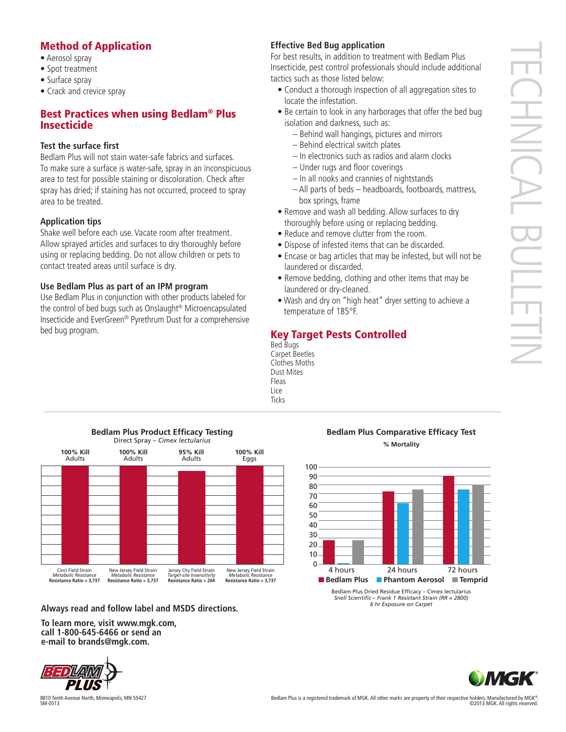## Method of Application

- Aerosol spray
- Spot treatment
- Surface spray
- Crack and crevice spray

## Best Practices when using Bedlam® Plus Insecticide

### Test the surface first

Bedlam Plus will not stain water-safe fabrics and surfaces. To make sure a surface is water-safe, spray in an inconspicuous area to test for possible staining or discoloration. Check after spray has dried; if staining has not occurred, proceed to spray area to be treated.

### Application tips

Shake well before each use. Vacate room after treatment. Allow sprayed articles and surfaces to dry thoroughly before using or replacing bedding. Do not allow children or pets to contact treated areas until surface is dry.

### Use Bedlam Plus as part of an IPM program

Use Bedlam Plus in conjunction with other products labeled for the control of bed bugs such as Onslaught® Microencapsulated Insecticide and EverGreen® Pyrethrum Dust for a comprehensive bed bug program.

### Effective Bed Bug application

For best results, in addition to treatment with Bedlam Plus Insecticide, pest control professionals should include additional tactics such as those listed below:

- Conduct a thorough inspection of all aggregation sites to locate the infestation.
- Be certain to look in any hiding places that offer the bed bug isolation and darkness, such as:
  - Behind wall hangings, pictures and mirrors
  - Behind electrical switch plates
  - In electronics such as radios and alarm clocks
  - Under rugs and floor coverings
  - In all nooks and crannies of nightstands
  - All parts of beds – headboards, footboards, mattress, box springs, frame
- Remove and wash all bedding. Allow surfaces to dry thoroughly before using or replacing bedding.
- Reduce and remove clutter from the room.
- Dispose of infested items that can be discarded.
- Encase or bag articles that may be infested, but will not be laundered or discarded.
- Remove bedding, clothing and other items that may be laundered or dry-cleaned.
- Wash and dry on "high heat" dryer setting to achieve a temperature of 185°F.

## Key Target Pests Controlled

Bed Bugs
Carpet Beetles
Clothes Moths
Dust Mites
Fleas
Lice
Ticks

**Bedlam Plus Product Efficacy Testing**
Direct Spray – *Cimex lectularius*

100% Kill Adults
100% Kill Adults
95% Kill Adults
100% Kill Eggs

Cinci Field Strain *Metabolic Resistance* **Resistance Ratio = 3,737**
New Jersey Field Strain *Metabolic Resistance* **Resistance Ratio > 3,737**
Jersey City Field Strain *Target-site Insensitivity* **Resistance Ratio > 264**
New Jersey Field Strain *Metabolic Resistance* **Resistance Ratio > 3,737**

**Bedlam Plus Comparative Efficacy Test**
**% Mortality**

100
90
80
70
60
50
40
30
20
10
0

4 hours
24 hours
72 hours

**Bedlam Plus** **Phantom Aerosol** **Temprid**

Bedlam Plus Dried Residue Efficacy – Cimex lectularius
*Snell Scientific – Frank 1 Resistant Strain (RR = 2800)*
*6 hr Exposure on Carpet*

**Always read and follow label and MSDS directions.**

**To learn more, visit www.mgk.com, call 1-800-645-6466 or send an e-mail to brands@mgk.com.**

8810 Tenth Avenue North, Minneapolis, MN 55427
5M-0513

Bedlam Plus is a registered trademark of MGK. All other marks are property of their respective holders. Manufactured by MGK®.
©2013 MGK. All rights reserved.